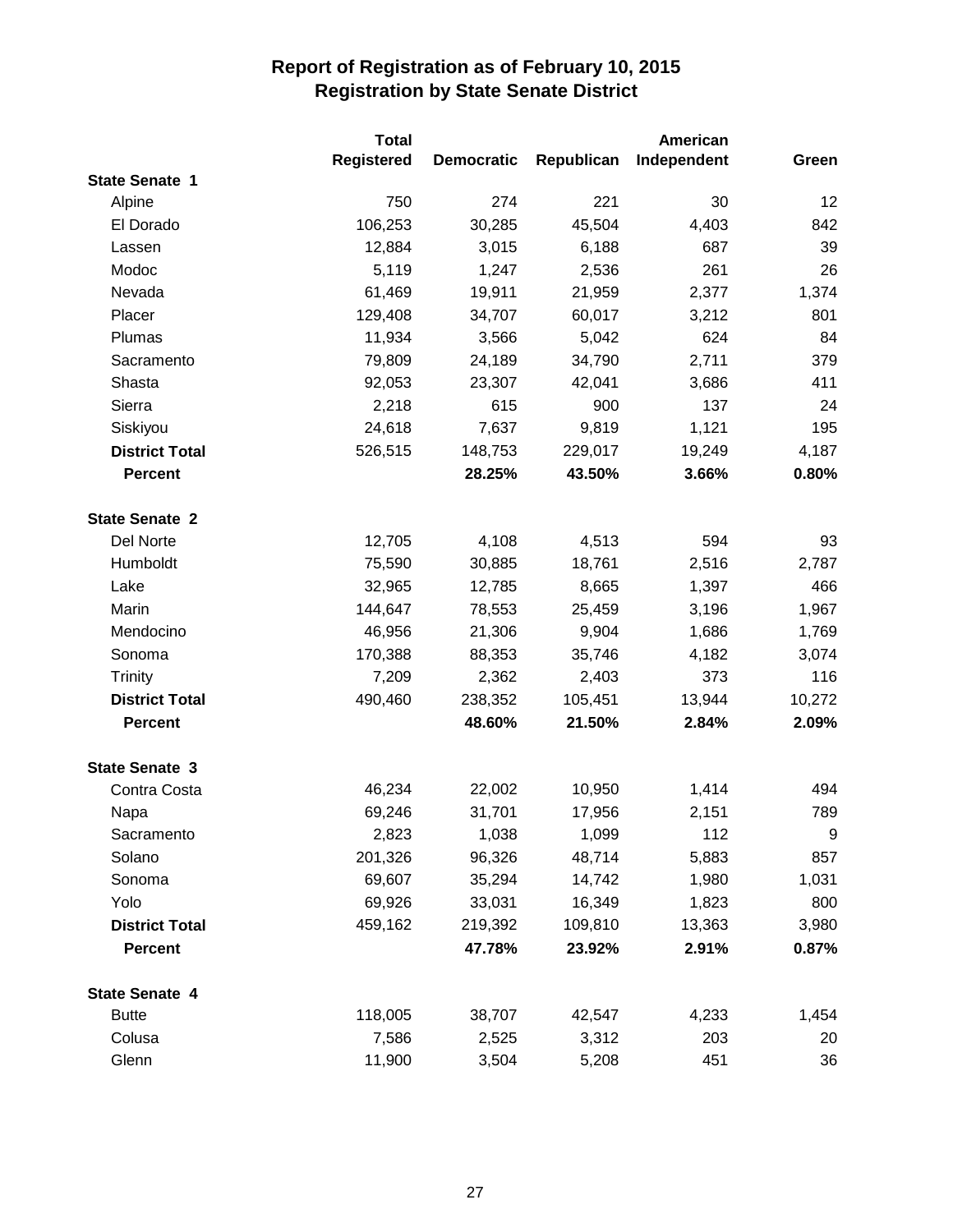# Report of Registration as of February 10, 2015
## Registration by State Senate District

| | Total Registered | Democratic | Republican | American Independent | Green |
|---|---|---|---|---|---|
| **State Senate 1** | | | | | |
| Alpine | 750 | 274 | 221 | 30 | 12 |
| El Dorado | 106,253 | 30,285 | 45,504 | 4,403 | 842 |
| Lassen | 12,884 | 3,015 | 6,188 | 687 | 39 |
| Modoc | 5,119 | 1,247 | 2,536 | 261 | 26 |
| Nevada | 61,469 | 19,911 | 21,959 | 2,377 | 1,374 |
| Placer | 129,408 | 34,707 | 60,017 | 3,212 | 801 |
| Plumas | 11,934 | 3,566 | 5,042 | 624 | 84 |
| Sacramento | 79,809 | 24,189 | 34,790 | 2,711 | 379 |
| Shasta | 92,053 | 23,307 | 42,041 | 3,686 | 411 |
| Sierra | 2,218 | 615 | 900 | 137 | 24 |
| Siskiyou | 24,618 | 7,637 | 9,819 | 1,121 | 195 |
| **District Total** | 526,515 | 148,753 | 229,017 | 19,249 | 4,187 |
| **Percent** | | **28.25%** | **43.50%** | **3.66%** | **0.80%** |
| **State Senate 2** | | | | | |
| Del Norte | 12,705 | 4,108 | 4,513 | 594 | 93 |
| Humboldt | 75,590 | 30,885 | 18,761 | 2,516 | 2,787 |
| Lake | 32,965 | 12,785 | 8,665 | 1,397 | 466 |
| Marin | 144,647 | 78,553 | 25,459 | 3,196 | 1,967 |
| Mendocino | 46,956 | 21,306 | 9,904 | 1,686 | 1,769 |
| Sonoma | 170,388 | 88,353 | 35,746 | 4,182 | 3,074 |
| Trinity | 7,209 | 2,362 | 2,403 | 373 | 116 |
| **District Total** | 490,460 | 238,352 | 105,451 | 13,944 | 10,272 |
| **Percent** | | **48.60%** | **21.50%** | **2.84%** | **2.09%** |
| **State Senate 3** | | | | | |
| Contra Costa | 46,234 | 22,002 | 10,950 | 1,414 | 494 |
| Napa | 69,246 | 31,701 | 17,956 | 2,151 | 789 |
| Sacramento | 2,823 | 1,038 | 1,099 | 112 | 9 |
| Solano | 201,326 | 96,326 | 48,714 | 5,883 | 857 |
| Sonoma | 69,607 | 35,294 | 14,742 | 1,980 | 1,031 |
| Yolo | 69,926 | 33,031 | 16,349 | 1,823 | 800 |
| **District Total** | 459,162 | 219,392 | 109,810 | 13,363 | 3,980 |
| **Percent** | | **47.78%** | **23.92%** | **2.91%** | **0.87%** |
| **State Senate 4** | | | | | |
| Butte | 118,005 | 38,707 | 42,547 | 4,233 | 1,454 |
| Colusa | 7,586 | 2,525 | 3,312 | 203 | 20 |
| Glenn | 11,900 | 3,504 | 5,208 | 451 | 36 |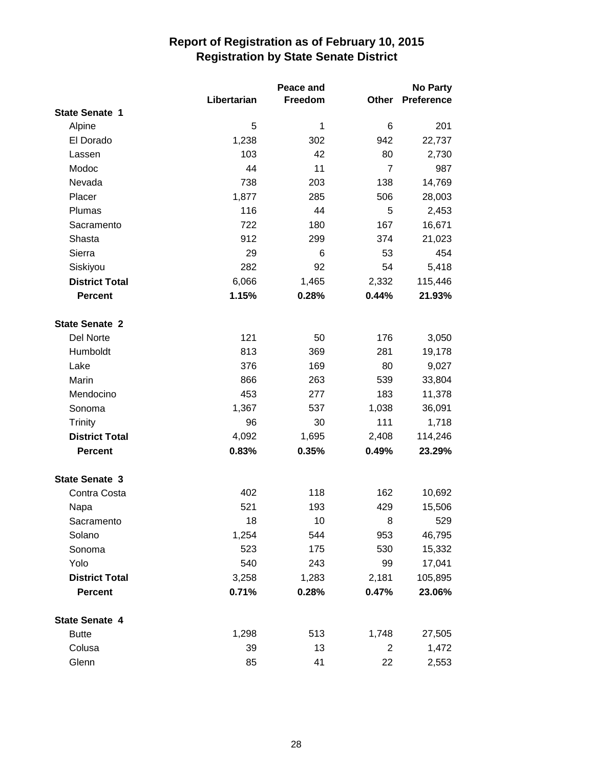# Report of Registration as of February 10, 2015
## Registration by State Senate District

| | Libertarian | Peace and Freedom | Other | No Party Preference |
|---|---|---|---|---|
| **State Senate 1** | | | | |
| Alpine | 5 | 1 | 6 | 201 |
| El Dorado | 1,238 | 302 | 942 | 22,737 |
| Lassen | 103 | 42 | 80 | 2,730 |
| Modoc | 44 | 11 | 7 | 987 |
| Nevada | 738 | 203 | 138 | 14,769 |
| Placer | 1,877 | 285 | 506 | 28,003 |
| Plumas | 116 | 44 | 5 | 2,453 |
| Sacramento | 722 | 180 | 167 | 16,671 |
| Shasta | 912 | 299 | 374 | 21,023 |
| Sierra | 29 | 6 | 53 | 454 |
| Siskiyou | 282 | 92 | 54 | 5,418 |
| **District Total** | 6,066 | 1,465 | 2,332 | 115,446 |
| **Percent** | **1.15%** | **0.28%** | **0.44%** | **21.93%** |
| **State Senate 2** | | | | |
| Del Norte | 121 | 50 | 176 | 3,050 |
| Humboldt | 813 | 369 | 281 | 19,178 |
| Lake | 376 | 169 | 80 | 9,027 |
| Marin | 866 | 263 | 539 | 33,804 |
| Mendocino | 453 | 277 | 183 | 11,378 |
| Sonoma | 1,367 | 537 | 1,038 | 36,091 |
| Trinity | 96 | 30 | 111 | 1,718 |
| **District Total** | 4,092 | 1,695 | 2,408 | 114,246 |
| **Percent** | **0.83%** | **0.35%** | **0.49%** | **23.29%** |
| **State Senate 3** | | | | |
| Contra Costa | 402 | 118 | 162 | 10,692 |
| Napa | 521 | 193 | 429 | 15,506 |
| Sacramento | 18 | 10 | 8 | 529 |
| Solano | 1,254 | 544 | 953 | 46,795 |
| Sonoma | 523 | 175 | 530 | 15,332 |
| Yolo | 540 | 243 | 99 | 17,041 |
| **District Total** | 3,258 | 1,283 | 2,181 | 105,895 |
| **Percent** | **0.71%** | **0.28%** | **0.47%** | **23.06%** |
| **State Senate 4** | | | | |
| Butte | 1,298 | 513 | 1,748 | 27,505 |
| Colusa | 39 | 13 | 2 | 1,472 |
| Glenn | 85 | 41 | 22 | 2,553 |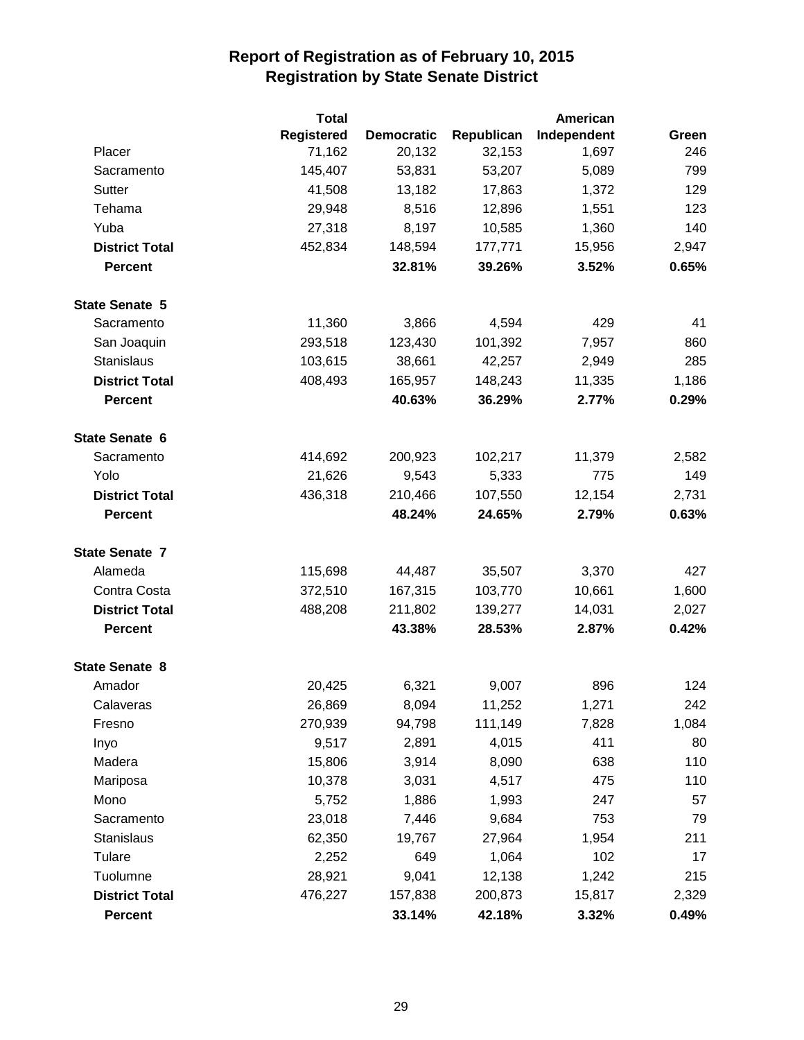# Report of Registration as of February 10, 2015
## Registration by State Senate District

| | Total Registered | Democratic | Republican | American Independent | Green |
|---|---|---|---|---|---|
| Placer | 71,162 | 20,132 | 32,153 | 1,697 | 246 |
| Sacramento | 145,407 | 53,831 | 53,207 | 5,089 | 799 |
| Sutter | 41,508 | 13,182 | 17,863 | 1,372 | 129 |
| Tehama | 29,948 | 8,516 | 12,896 | 1,551 | 123 |
| Yuba | 27,318 | 8,197 | 10,585 | 1,360 | 140 |
| **District Total** | 452,834 | 148,594 | 177,771 | 15,956 | 2,947 |
| **Percent** | | **32.81%** | **39.26%** | **3.52%** | **0.65%** |
| **State Senate 5** | | | | | |
| Sacramento | 11,360 | 3,866 | 4,594 | 429 | 41 |
| San Joaquin | 293,518 | 123,430 | 101,392 | 7,957 | 860 |
| Stanislaus | 103,615 | 38,661 | 42,257 | 2,949 | 285 |
| **District Total** | 408,493 | 165,957 | 148,243 | 11,335 | 1,186 |
| **Percent** | | **40.63%** | **36.29%** | **2.77%** | **0.29%** |
| **State Senate 6** | | | | | |
| Sacramento | 414,692 | 200,923 | 102,217 | 11,379 | 2,582 |
| Yolo | 21,626 | 9,543 | 5,333 | 775 | 149 |
| **District Total** | 436,318 | 210,466 | 107,550 | 12,154 | 2,731 |
| **Percent** | | **48.24%** | **24.65%** | **2.79%** | **0.63%** |
| **State Senate 7** | | | | | |
| Alameda | 115,698 | 44,487 | 35,507 | 3,370 | 427 |
| Contra Costa | 372,510 | 167,315 | 103,770 | 10,661 | 1,600 |
| **District Total** | 488,208 | 211,802 | 139,277 | 14,031 | 2,027 |
| **Percent** | | **43.38%** | **28.53%** | **2.87%** | **0.42%** |
| **State Senate 8** | | | | | |
| Amador | 20,425 | 6,321 | 9,007 | 896 | 124 |
| Calaveras | 26,869 | 8,094 | 11,252 | 1,271 | 242 |
| Fresno | 270,939 | 94,798 | 111,149 | 7,828 | 1,084 |
| Inyo | 9,517 | 2,891 | 4,015 | 411 | 80 |
| Madera | 15,806 | 3,914 | 8,090 | 638 | 110 |
| Mariposa | 10,378 | 3,031 | 4,517 | 475 | 110 |
| Mono | 5,752 | 1,886 | 1,993 | 247 | 57 |
| Sacramento | 23,018 | 7,446 | 9,684 | 753 | 79 |
| Stanislaus | 62,350 | 19,767 | 27,964 | 1,954 | 211 |
| Tulare | 2,252 | 649 | 1,064 | 102 | 17 |
| Tuolumne | 28,921 | 9,041 | 12,138 | 1,242 | 215 |
| **District Total** | 476,227 | 157,838 | 200,873 | 15,817 | 2,329 |
| **Percent** | | **33.14%** | **42.18%** | **3.32%** | **0.49%** |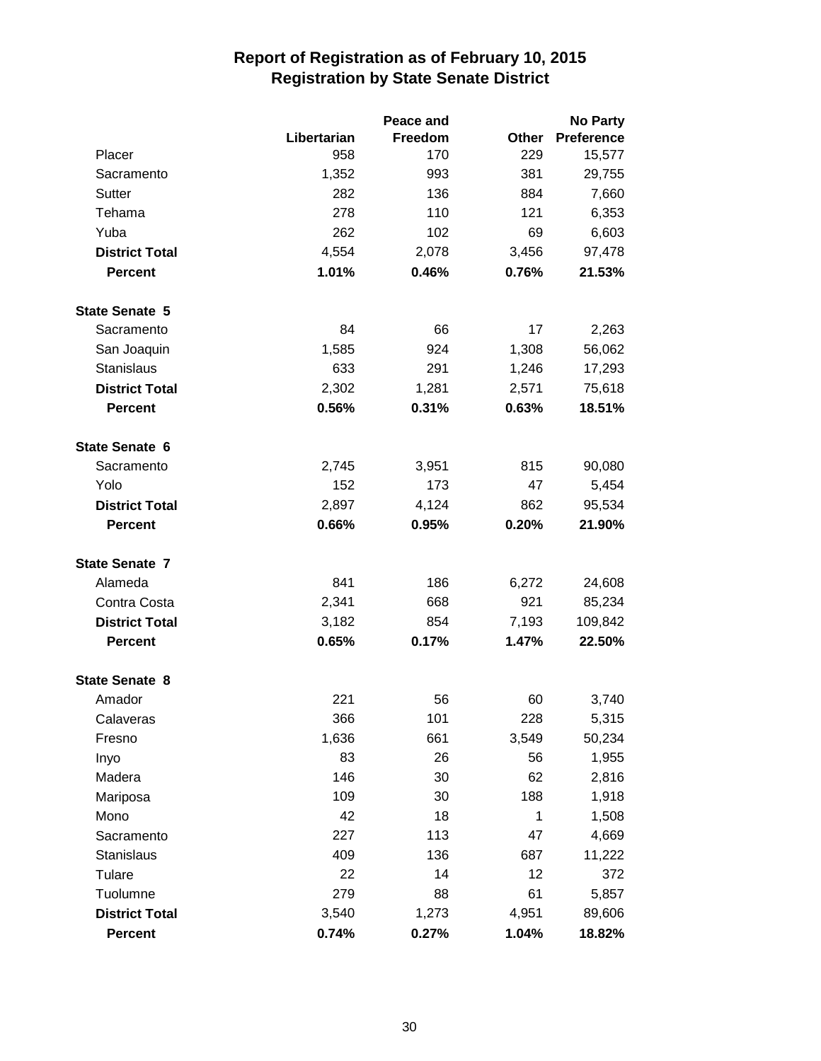# Report of Registration as of February 10, 2015
## Registration by State Senate District

| | Libertarian | Peace and Freedom | Other | No Party Preference |
|---|---|---|---|---|
| Placer | 958 | 170 | 229 | 15,577 |
| Sacramento | 1,352 | 993 | 381 | 29,755 |
| Sutter | 282 | 136 | 884 | 7,660 |
| Tehama | 278 | 110 | 121 | 6,353 |
| Yuba | 262 | 102 | 69 | 6,603 |
| **District Total** | 4,554 | 2,078 | 3,456 | 97,478 |
| **Percent** | **1.01%** | **0.46%** | **0.76%** | **21.53%** |
| **State Senate 5** | | | | |
| Sacramento | 84 | 66 | 17 | 2,263 |
| San Joaquin | 1,585 | 924 | 1,308 | 56,062 |
| Stanislaus | 633 | 291 | 1,246 | 17,293 |
| **District Total** | 2,302 | 1,281 | 2,571 | 75,618 |
| **Percent** | **0.56%** | **0.31%** | **0.63%** | **18.51%** |
| **State Senate 6** | | | | |
| Sacramento | 2,745 | 3,951 | 815 | 90,080 |
| Yolo | 152 | 173 | 47 | 5,454 |
| **District Total** | 2,897 | 4,124 | 862 | 95,534 |
| **Percent** | **0.66%** | **0.95%** | **0.20%** | **21.90%** |
| **State Senate 7** | | | | |
| Alameda | 841 | 186 | 6,272 | 24,608 |
| Contra Costa | 2,341 | 668 | 921 | 85,234 |
| **District Total** | 3,182 | 854 | 7,193 | 109,842 |
| **Percent** | **0.65%** | **0.17%** | **1.47%** | **22.50%** |
| **State Senate 8** | | | | |
| Amador | 221 | 56 | 60 | 3,740 |
| Calaveras | 366 | 101 | 228 | 5,315 |
| Fresno | 1,636 | 661 | 3,549 | 50,234 |
| Inyo | 83 | 26 | 56 | 1,955 |
| Madera | 146 | 30 | 62 | 2,816 |
| Mariposa | 109 | 30 | 188 | 1,918 |
| Mono | 42 | 18 | 1 | 1,508 |
| Sacramento | 227 | 113 | 47 | 4,669 |
| Stanislaus | 409 | 136 | 687 | 11,222 |
| Tulare | 22 | 14 | 12 | 372 |
| Tuolumne | 279 | 88 | 61 | 5,857 |
| **District Total** | 3,540 | 1,273 | 4,951 | 89,606 |
| **Percent** | **0.74%** | **0.27%** | **1.04%** | **18.82%** |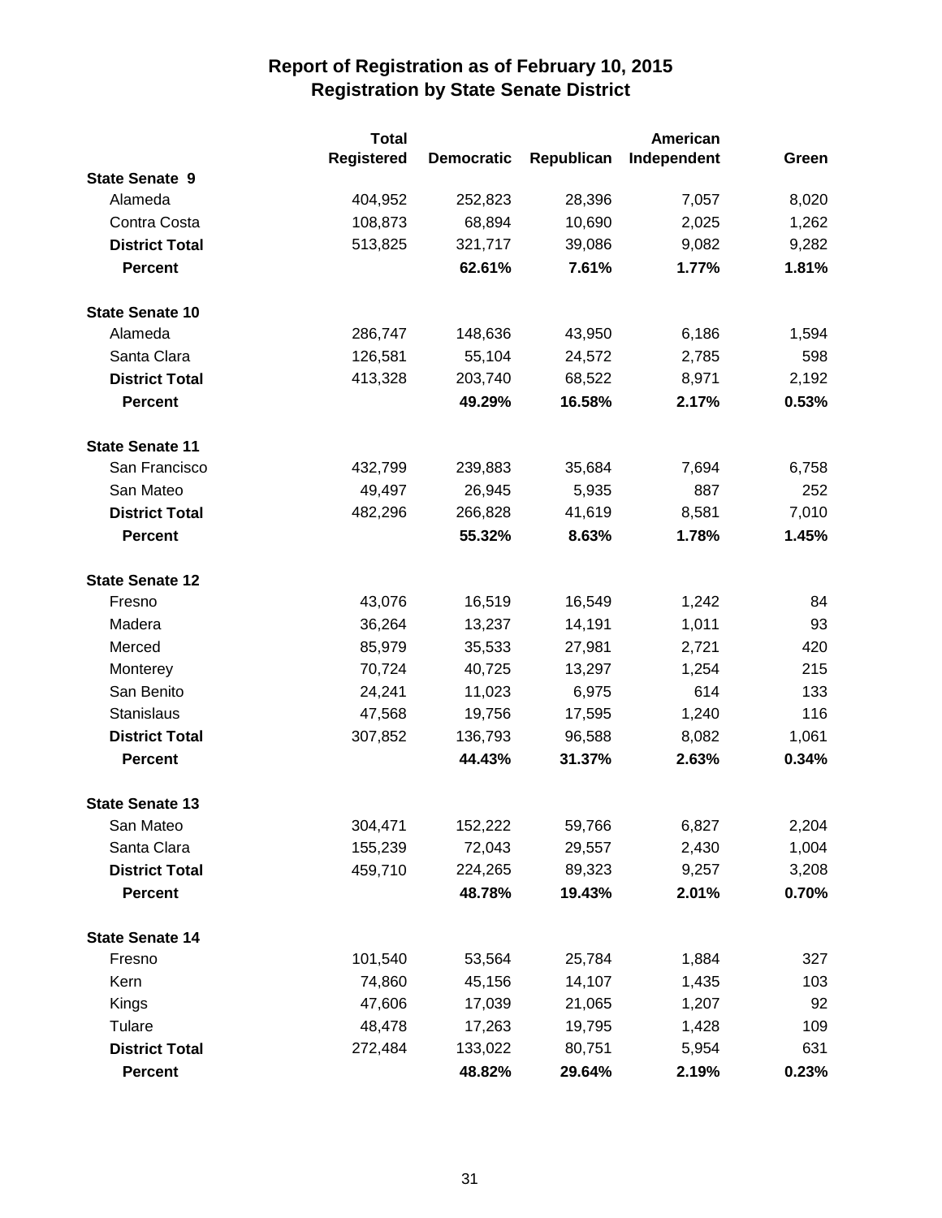# Report of Registration as of February 10, 2015
## Registration by State Senate District

| | Total Registered | Democratic | Republican | American Independent | Green |
|---|---|---|---|---|---|
| **State Senate 9** | | | | | |
| Alameda | 404,952 | 252,823 | 28,396 | 7,057 | 8,020 |
| Contra Costa | 108,873 | 68,894 | 10,690 | 2,025 | 1,262 |
| **District Total** | 513,825 | 321,717 | 39,086 | 9,082 | 9,282 |
| **Percent** | | **62.61%** | **7.61%** | **1.77%** | **1.81%** |
| **State Senate 10** | | | | | |
| Alameda | 286,747 | 148,636 | 43,950 | 6,186 | 1,594 |
| Santa Clara | 126,581 | 55,104 | 24,572 | 2,785 | 598 |
| **District Total** | 413,328 | 203,740 | 68,522 | 8,971 | 2,192 |
| **Percent** | | **49.29%** | **16.58%** | **2.17%** | **0.53%** |
| **State Senate 11** | | | | | |
| San Francisco | 432,799 | 239,883 | 35,684 | 7,694 | 6,758 |
| San Mateo | 49,497 | 26,945 | 5,935 | 887 | 252 |
| **District Total** | 482,296 | 266,828 | 41,619 | 8,581 | 7,010 |
| **Percent** | | **55.32%** | **8.63%** | **1.78%** | **1.45%** |
| **State Senate 12** | | | | | |
| Fresno | 43,076 | 16,519 | 16,549 | 1,242 | 84 |
| Madera | 36,264 | 13,237 | 14,191 | 1,011 | 93 |
| Merced | 85,979 | 35,533 | 27,981 | 2,721 | 420 |
| Monterey | 70,724 | 40,725 | 13,297 | 1,254 | 215 |
| San Benito | 24,241 | 11,023 | 6,975 | 614 | 133 |
| Stanislaus | 47,568 | 19,756 | 17,595 | 1,240 | 116 |
| **District Total** | 307,852 | 136,793 | 96,588 | 8,082 | 1,061 |
| **Percent** | | **44.43%** | **31.37%** | **2.63%** | **0.34%** |
| **State Senate 13** | | | | | |
| San Mateo | 304,471 | 152,222 | 59,766 | 6,827 | 2,204 |
| Santa Clara | 155,239 | 72,043 | 29,557 | 2,430 | 1,004 |
| **District Total** | 459,710 | 224,265 | 89,323 | 9,257 | 3,208 |
| **Percent** | | **48.78%** | **19.43%** | **2.01%** | **0.70%** |
| **State Senate 14** | | | | | |
| Fresno | 101,540 | 53,564 | 25,784 | 1,884 | 327 |
| Kern | 74,860 | 45,156 | 14,107 | 1,435 | 103 |
| Kings | 47,606 | 17,039 | 21,065 | 1,207 | 92 |
| Tulare | 48,478 | 17,263 | 19,795 | 1,428 | 109 |
| **District Total** | 272,484 | 133,022 | 80,751 | 5,954 | 631 |
| **Percent** | | **48.82%** | **29.64%** | **2.19%** | **0.23%** |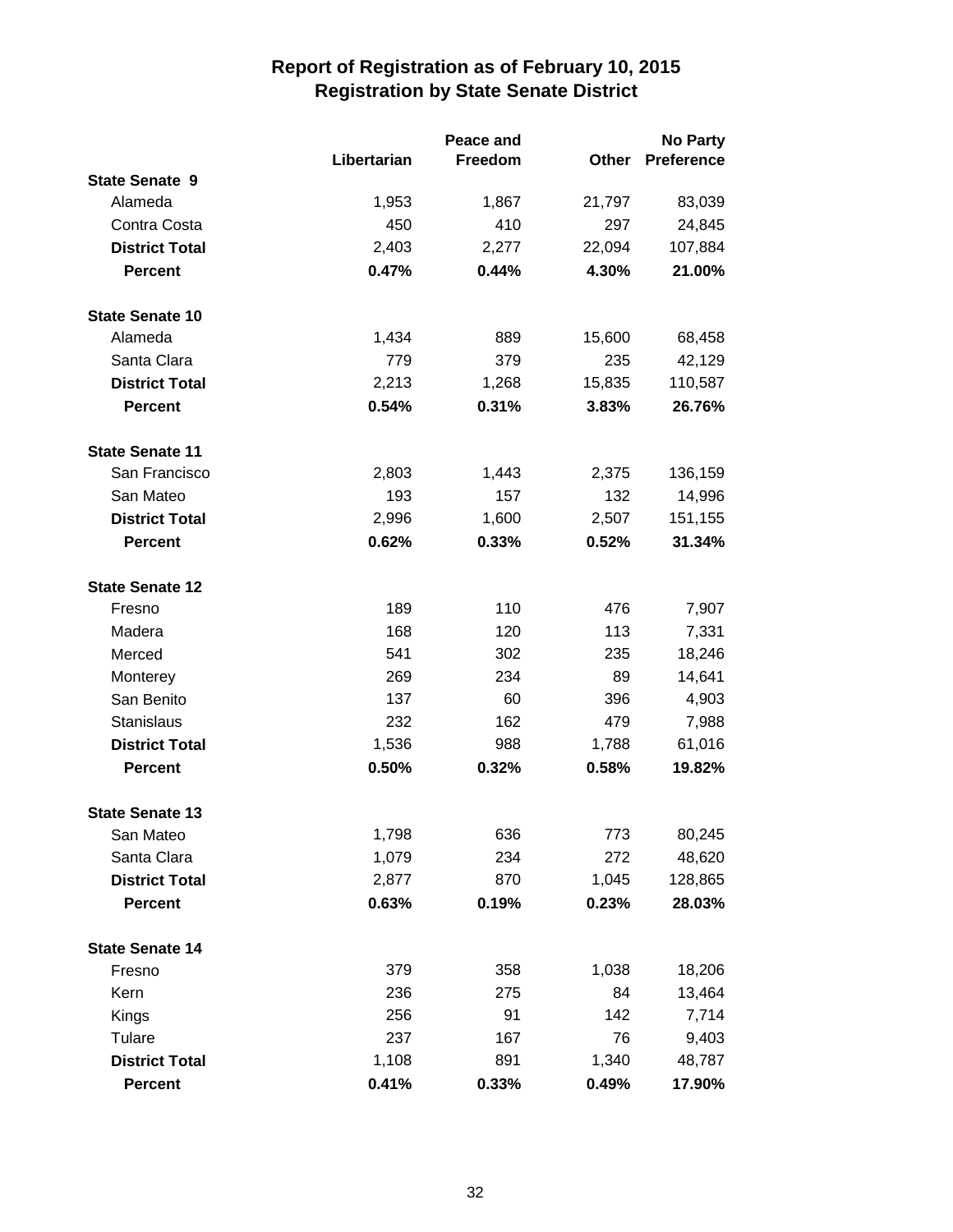# Report of Registration as of February 10, 2015
## Registration by State Senate District

| | Libertarian | Peace and Freedom | Other | No Party Preference |
|---|---|---|---|---|
| **State Senate 9** | | | | |
| Alameda | 1,953 | 1,867 | 21,797 | 83,039 |
| Contra Costa | 450 | 410 | 297 | 24,845 |
| **District Total** | 2,403 | 2,277 | 22,094 | 107,884 |
| **Percent** | **0.47%** | **0.44%** | **4.30%** | **21.00%** |
| **State Senate 10** | | | | |
| Alameda | 1,434 | 889 | 15,600 | 68,458 |
| Santa Clara | 779 | 379 | 235 | 42,129 |
| **District Total** | 2,213 | 1,268 | 15,835 | 110,587 |
| **Percent** | **0.54%** | **0.31%** | **3.83%** | **26.76%** |
| **State Senate 11** | | | | |
| San Francisco | 2,803 | 1,443 | 2,375 | 136,159 |
| San Mateo | 193 | 157 | 132 | 14,996 |
| **District Total** | 2,996 | 1,600 | 2,507 | 151,155 |
| **Percent** | **0.62%** | **0.33%** | **0.52%** | **31.34%** |
| **State Senate 12** | | | | |
| Fresno | 189 | 110 | 476 | 7,907 |
| Madera | 168 | 120 | 113 | 7,331 |
| Merced | 541 | 302 | 235 | 18,246 |
| Monterey | 269 | 234 | 89 | 14,641 |
| San Benito | 137 | 60 | 396 | 4,903 |
| Stanislaus | 232 | 162 | 479 | 7,988 |
| **District Total** | 1,536 | 988 | 1,788 | 61,016 |
| **Percent** | **0.50%** | **0.32%** | **0.58%** | **19.82%** |
| **State Senate 13** | | | | |
| San Mateo | 1,798 | 636 | 773 | 80,245 |
| Santa Clara | 1,079 | 234 | 272 | 48,620 |
| **District Total** | 2,877 | 870 | 1,045 | 128,865 |
| **Percent** | **0.63%** | **0.19%** | **0.23%** | **28.03%** |
| **State Senate 14** | | | | |
| Fresno | 379 | 358 | 1,038 | 18,206 |
| Kern | 236 | 275 | 84 | 13,464 |
| Kings | 256 | 91 | 142 | 7,714 |
| Tulare | 237 | 167 | 76 | 9,403 |
| **District Total** | 1,108 | 891 | 1,340 | 48,787 |
| **Percent** | **0.41%** | **0.33%** | **0.49%** | **17.90%** |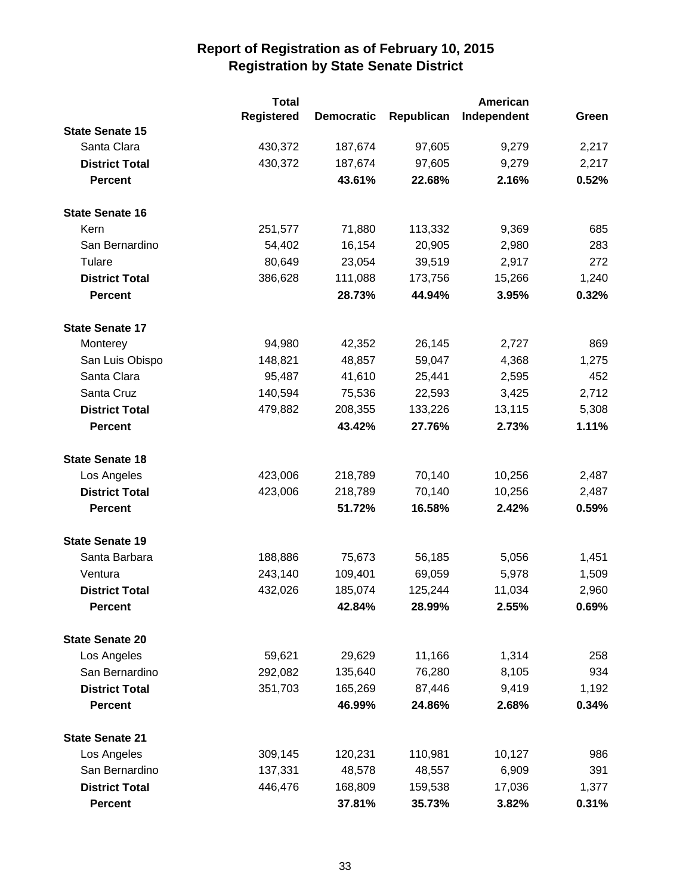# Report of Registration as of February 10, 2015
## Registration by State Senate District

| | Total Registered | Democratic | Republican | American Independent | Green |
|---|---|---|---|---|---|
| **State Senate 15** | | | | | |
| Santa Clara | 430,372 | 187,674 | 97,605 | 9,279 | 2,217 |
| **District Total** | 430,372 | 187,674 | 97,605 | 9,279 | 2,217 |
| **Percent** | | **43.61%** | **22.68%** | **2.16%** | **0.52%** |
| **State Senate 16** | | | | | |
| Kern | 251,577 | 71,880 | 113,332 | 9,369 | 685 |
| San Bernardino | 54,402 | 16,154 | 20,905 | 2,980 | 283 |
| Tulare | 80,649 | 23,054 | 39,519 | 2,917 | 272 |
| **District Total** | 386,628 | 111,088 | 173,756 | 15,266 | 1,240 |
| **Percent** | | **28.73%** | **44.94%** | **3.95%** | **0.32%** |
| **State Senate 17** | | | | | |
| Monterey | 94,980 | 42,352 | 26,145 | 2,727 | 869 |
| San Luis Obispo | 148,821 | 48,857 | 59,047 | 4,368 | 1,275 |
| Santa Clara | 95,487 | 41,610 | 25,441 | 2,595 | 452 |
| Santa Cruz | 140,594 | 75,536 | 22,593 | 3,425 | 2,712 |
| **District Total** | 479,882 | 208,355 | 133,226 | 13,115 | 5,308 |
| **Percent** | | **43.42%** | **27.76%** | **2.73%** | **1.11%** |
| **State Senate 18** | | | | | |
| Los Angeles | 423,006 | 218,789 | 70,140 | 10,256 | 2,487 |
| **District Total** | 423,006 | 218,789 | 70,140 | 10,256 | 2,487 |
| **Percent** | | **51.72%** | **16.58%** | **2.42%** | **0.59%** |
| **State Senate 19** | | | | | |
| Santa Barbara | 188,886 | 75,673 | 56,185 | 5,056 | 1,451 |
| Ventura | 243,140 | 109,401 | 69,059 | 5,978 | 1,509 |
| **District Total** | 432,026 | 185,074 | 125,244 | 11,034 | 2,960 |
| **Percent** | | **42.84%** | **28.99%** | **2.55%** | **0.69%** |
| **State Senate 20** | | | | | |
| Los Angeles | 59,621 | 29,629 | 11,166 | 1,314 | 258 |
| San Bernardino | 292,082 | 135,640 | 76,280 | 8,105 | 934 |
| **District Total** | 351,703 | 165,269 | 87,446 | 9,419 | 1,192 |
| **Percent** | | **46.99%** | **24.86%** | **2.68%** | **0.34%** |
| **State Senate 21** | | | | | |
| Los Angeles | 309,145 | 120,231 | 110,981 | 10,127 | 986 |
| San Bernardino | 137,331 | 48,578 | 48,557 | 6,909 | 391 |
| **District Total** | 446,476 | 168,809 | 159,538 | 17,036 | 1,377 |
| **Percent** | | **37.81%** | **35.73%** | **3.82%** | **0.31%** |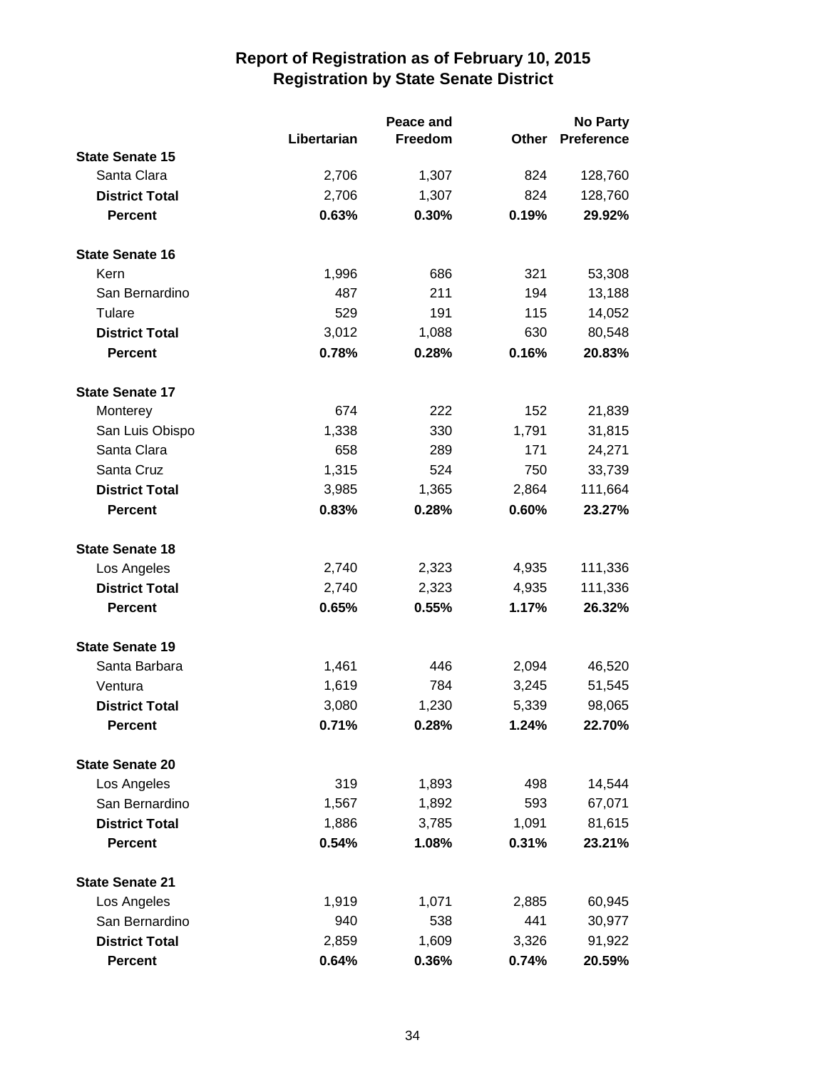# Report of Registration as of February 10, 2015
## Registration by State Senate District

| | Libertarian | Peace and Freedom | Other | No Party Preference |
|---|---|---|---|---|
| **State Senate 15** | | | | |
| Santa Clara | 2,706 | 1,307 | 824 | 128,760 |
| **District Total** | 2,706 | 1,307 | 824 | 128,760 |
| **Percent** | **0.63%** | **0.30%** | **0.19%** | **29.92%** |
| **State Senate 16** | | | | |
| Kern | 1,996 | 686 | 321 | 53,308 |
| San Bernardino | 487 | 211 | 194 | 13,188 |
| Tulare | 529 | 191 | 115 | 14,052 |
| **District Total** | 3,012 | 1,088 | 630 | 80,548 |
| **Percent** | **0.78%** | **0.28%** | **0.16%** | **20.83%** |
| **State Senate 17** | | | | |
| Monterey | 674 | 222 | 152 | 21,839 |
| San Luis Obispo | 1,338 | 330 | 1,791 | 31,815 |
| Santa Clara | 658 | 289 | 171 | 24,271 |
| Santa Cruz | 1,315 | 524 | 750 | 33,739 |
| **District Total** | 3,985 | 1,365 | 2,864 | 111,664 |
| **Percent** | **0.83%** | **0.28%** | **0.60%** | **23.27%** |
| **State Senate 18** | | | | |
| Los Angeles | 2,740 | 2,323 | 4,935 | 111,336 |
| **District Total** | 2,740 | 2,323 | 4,935 | 111,336 |
| **Percent** | **0.65%** | **0.55%** | **1.17%** | **26.32%** |
| **State Senate 19** | | | | |
| Santa Barbara | 1,461 | 446 | 2,094 | 46,520 |
| Ventura | 1,619 | 784 | 3,245 | 51,545 |
| **District Total** | 3,080 | 1,230 | 5,339 | 98,065 |
| **Percent** | **0.71%** | **0.28%** | **1.24%** | **22.70%** |
| **State Senate 20** | | | | |
| Los Angeles | 319 | 1,893 | 498 | 14,544 |
| San Bernardino | 1,567 | 1,892 | 593 | 67,071 |
| **District Total** | 1,886 | 3,785 | 1,091 | 81,615 |
| **Percent** | **0.54%** | **1.08%** | **0.31%** | **23.21%** |
| **State Senate 21** | | | | |
| Los Angeles | 1,919 | 1,071 | 2,885 | 60,945 |
| San Bernardino | 940 | 538 | 441 | 30,977 |
| **District Total** | 2,859 | 1,609 | 3,326 | 91,922 |
| **Percent** | **0.64%** | **0.36%** | **0.74%** | **20.59%** |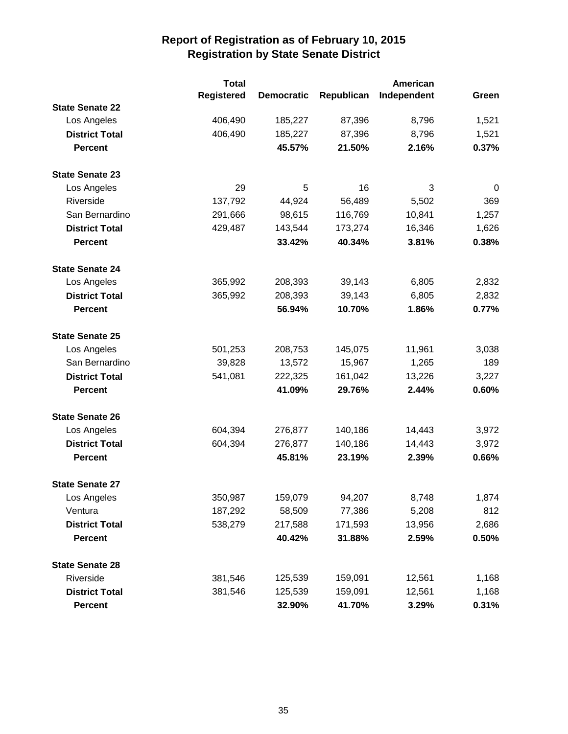# Report of Registration as of February 10, 2015
## Registration by State Senate District

| | Total Registered | Democratic | Republican | American Independent | Green |
|---|---|---|---|---|---|
| **State Senate 22** | | | | | |
| Los Angeles | 406,490 | 185,227 | 87,396 | 8,796 | 1,521 |
| **District Total** | 406,490 | 185,227 | 87,396 | 8,796 | 1,521 |
| **Percent** | | **45.57%** | **21.50%** | **2.16%** | **0.37%** |
| **State Senate 23** | | | | | |
| Los Angeles | 29 | 5 | 16 | 3 | 0 |
| Riverside | 137,792 | 44,924 | 56,489 | 5,502 | 369 |
| San Bernardino | 291,666 | 98,615 | 116,769 | 10,841 | 1,257 |
| **District Total** | 429,487 | 143,544 | 173,274 | 16,346 | 1,626 |
| **Percent** | | **33.42%** | **40.34%** | **3.81%** | **0.38%** |
| **State Senate 24** | | | | | |
| Los Angeles | 365,992 | 208,393 | 39,143 | 6,805 | 2,832 |
| **District Total** | 365,992 | 208,393 | 39,143 | 6,805 | 2,832 |
| **Percent** | | **56.94%** | **10.70%** | **1.86%** | **0.77%** |
| **State Senate 25** | | | | | |
| Los Angeles | 501,253 | 208,753 | 145,075 | 11,961 | 3,038 |
| San Bernardino | 39,828 | 13,572 | 15,967 | 1,265 | 189 |
| **District Total** | 541,081 | 222,325 | 161,042 | 13,226 | 3,227 |
| **Percent** | | **41.09%** | **29.76%** | **2.44%** | **0.60%** |
| **State Senate 26** | | | | | |
| Los Angeles | 604,394 | 276,877 | 140,186 | 14,443 | 3,972 |
| **District Total** | 604,394 | 276,877 | 140,186 | 14,443 | 3,972 |
| **Percent** | | **45.81%** | **23.19%** | **2.39%** | **0.66%** |
| **State Senate 27** | | | | | |
| Los Angeles | 350,987 | 159,079 | 94,207 | 8,748 | 1,874 |
| Ventura | 187,292 | 58,509 | 77,386 | 5,208 | 812 |
| **District Total** | 538,279 | 217,588 | 171,593 | 13,956 | 2,686 |
| **Percent** | | **40.42%** | **31.88%** | **2.59%** | **0.50%** |
| **State Senate 28** | | | | | |
| Riverside | 381,546 | 125,539 | 159,091 | 12,561 | 1,168 |
| **District Total** | 381,546 | 125,539 | 159,091 | 12,561 | 1,168 |
| **Percent** | | **32.90%** | **41.70%** | **3.29%** | **0.31%** |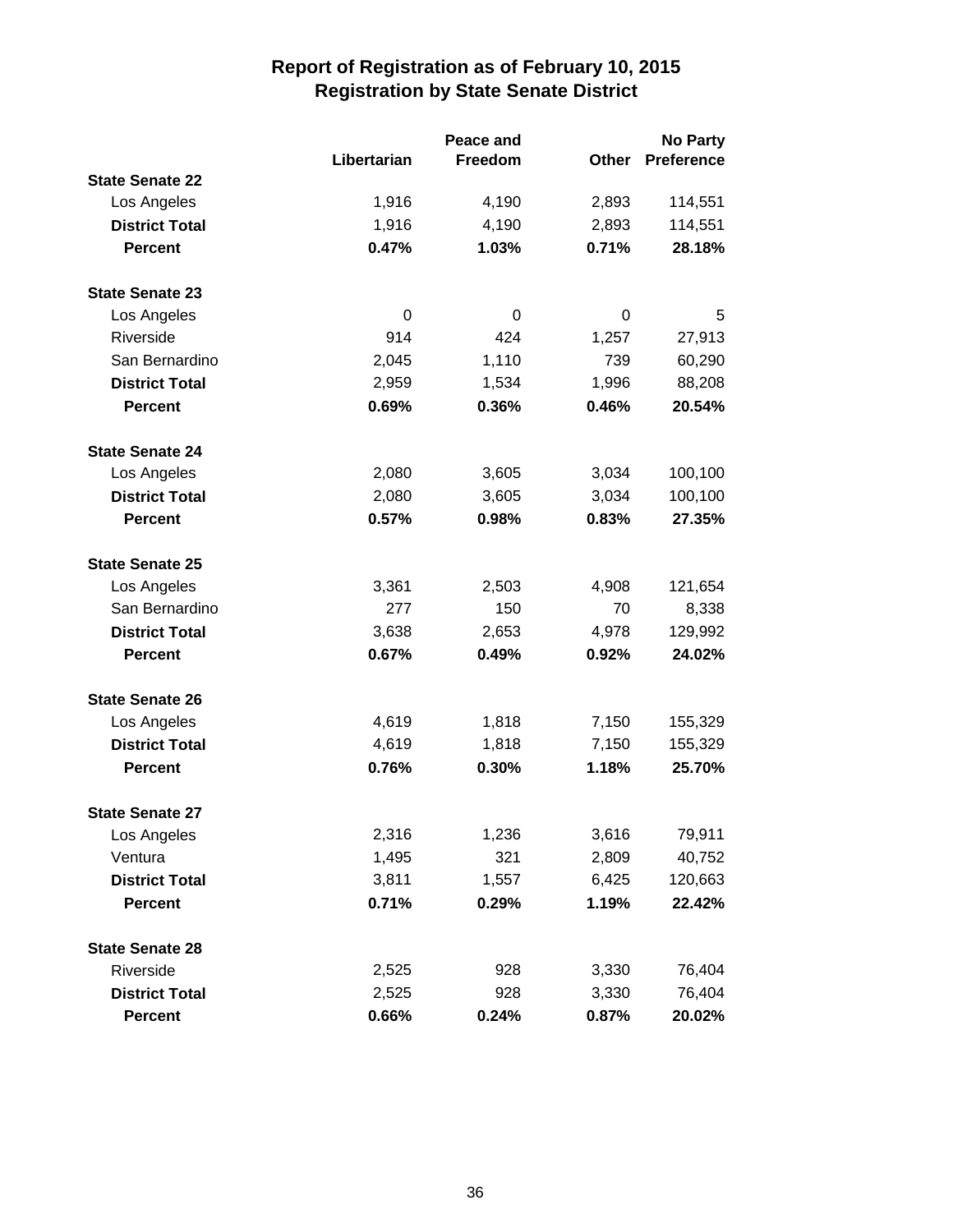# Report of Registration as of February 10, 2015
## Registration by State Senate District

| | Libertarian | Peace and Freedom | Other | No Party Preference |
|---|---|---|---|---|
| **State Senate 22** | | | | |
| Los Angeles | 1,916 | 4,190 | 2,893 | 114,551 |
| **District Total** | 1,916 | 4,190 | 2,893 | 114,551 |
| **Percent** | **0.47%** | **1.03%** | **0.71%** | **28.18%** |
| **State Senate 23** | | | | |
| Los Angeles | 0 | 0 | 0 | 5 |
| Riverside | 914 | 424 | 1,257 | 27,913 |
| San Bernardino | 2,045 | 1,110 | 739 | 60,290 |
| **District Total** | 2,959 | 1,534 | 1,996 | 88,208 |
| **Percent** | **0.69%** | **0.36%** | **0.46%** | **20.54%** |
| **State Senate 24** | | | | |
| Los Angeles | 2,080 | 3,605 | 3,034 | 100,100 |
| **District Total** | 2,080 | 3,605 | 3,034 | 100,100 |
| **Percent** | **0.57%** | **0.98%** | **0.83%** | **27.35%** |
| **State Senate 25** | | | | |
| Los Angeles | 3,361 | 2,503 | 4,908 | 121,654 |
| San Bernardino | 277 | 150 | 70 | 8,338 |
| **District Total** | 3,638 | 2,653 | 4,978 | 129,992 |
| **Percent** | **0.67%** | **0.49%** | **0.92%** | **24.02%** |
| **State Senate 26** | | | | |
| Los Angeles | 4,619 | 1,818 | 7,150 | 155,329 |
| **District Total** | 4,619 | 1,818 | 7,150 | 155,329 |
| **Percent** | **0.76%** | **0.30%** | **1.18%** | **25.70%** |
| **State Senate 27** | | | | |
| Los Angeles | 2,316 | 1,236 | 3,616 | 79,911 |
| Ventura | 1,495 | 321 | 2,809 | 40,752 |
| **District Total** | 3,811 | 1,557 | 6,425 | 120,663 |
| **Percent** | **0.71%** | **0.29%** | **1.19%** | **22.42%** |
| **State Senate 28** | | | | |
| Riverside | 2,525 | 928 | 3,330 | 76,404 |
| **District Total** | 2,525 | 928 | 3,330 | 76,404 |
| **Percent** | **0.66%** | **0.24%** | **0.87%** | **20.02%** |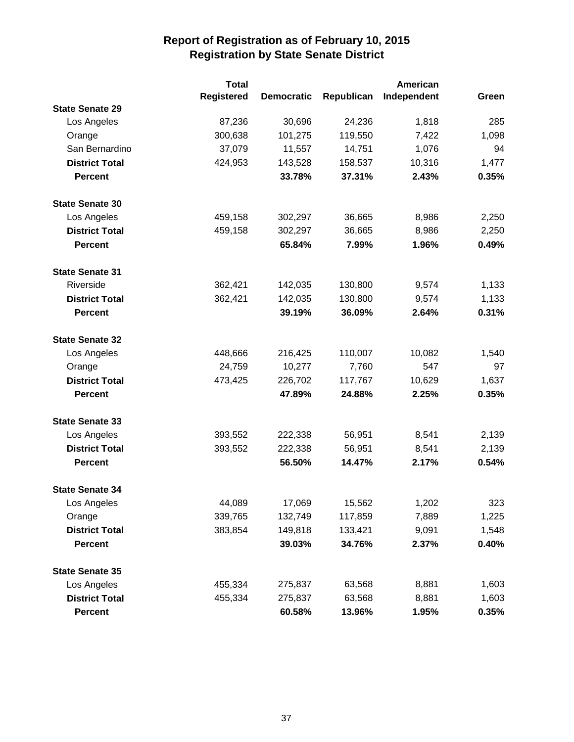# Report of Registration as of February 10, 2015
## Registration by State Senate District

| | Total Registered | Democratic | Republican | American Independent | Green |
|---|---|---|---|---|---|
| **State Senate 29** | | | | | |
| Los Angeles | 87,236 | 30,696 | 24,236 | 1,818 | 285 |
| Orange | 300,638 | 101,275 | 119,550 | 7,422 | 1,098 |
| San Bernardino | 37,079 | 11,557 | 14,751 | 1,076 | 94 |
| **District Total** | 424,953 | 143,528 | 158,537 | 10,316 | 1,477 |
| **Percent** | | **33.78%** | **37.31%** | **2.43%** | **0.35%** |
| **State Senate 30** | | | | | |
| Los Angeles | 459,158 | 302,297 | 36,665 | 8,986 | 2,250 |
| **District Total** | 459,158 | 302,297 | 36,665 | 8,986 | 2,250 |
| **Percent** | | **65.84%** | **7.99%** | **1.96%** | **0.49%** |
| **State Senate 31** | | | | | |
| Riverside | 362,421 | 142,035 | 130,800 | 9,574 | 1,133 |
| **District Total** | 362,421 | 142,035 | 130,800 | 9,574 | 1,133 |
| **Percent** | | **39.19%** | **36.09%** | **2.64%** | **0.31%** |
| **State Senate 32** | | | | | |
| Los Angeles | 448,666 | 216,425 | 110,007 | 10,082 | 1,540 |
| Orange | 24,759 | 10,277 | 7,760 | 547 | 97 |
| **District Total** | 473,425 | 226,702 | 117,767 | 10,629 | 1,637 |
| **Percent** | | **47.89%** | **24.88%** | **2.25%** | **0.35%** |
| **State Senate 33** | | | | | |
| Los Angeles | 393,552 | 222,338 | 56,951 | 8,541 | 2,139 |
| **District Total** | 393,552 | 222,338 | 56,951 | 8,541 | 2,139 |
| **Percent** | | **56.50%** | **14.47%** | **2.17%** | **0.54%** |
| **State Senate 34** | | | | | |
| Los Angeles | 44,089 | 17,069 | 15,562 | 1,202 | 323 |
| Orange | 339,765 | 132,749 | 117,859 | 7,889 | 1,225 |
| **District Total** | 383,854 | 149,818 | 133,421 | 9,091 | 1,548 |
| **Percent** | | **39.03%** | **34.76%** | **2.37%** | **0.40%** |
| **State Senate 35** | | | | | |
| Los Angeles | 455,334 | 275,837 | 63,568 | 8,881 | 1,603 |
| **District Total** | 455,334 | 275,837 | 63,568 | 8,881 | 1,603 |
| **Percent** | | **60.58%** | **13.96%** | **1.95%** | **0.35%** |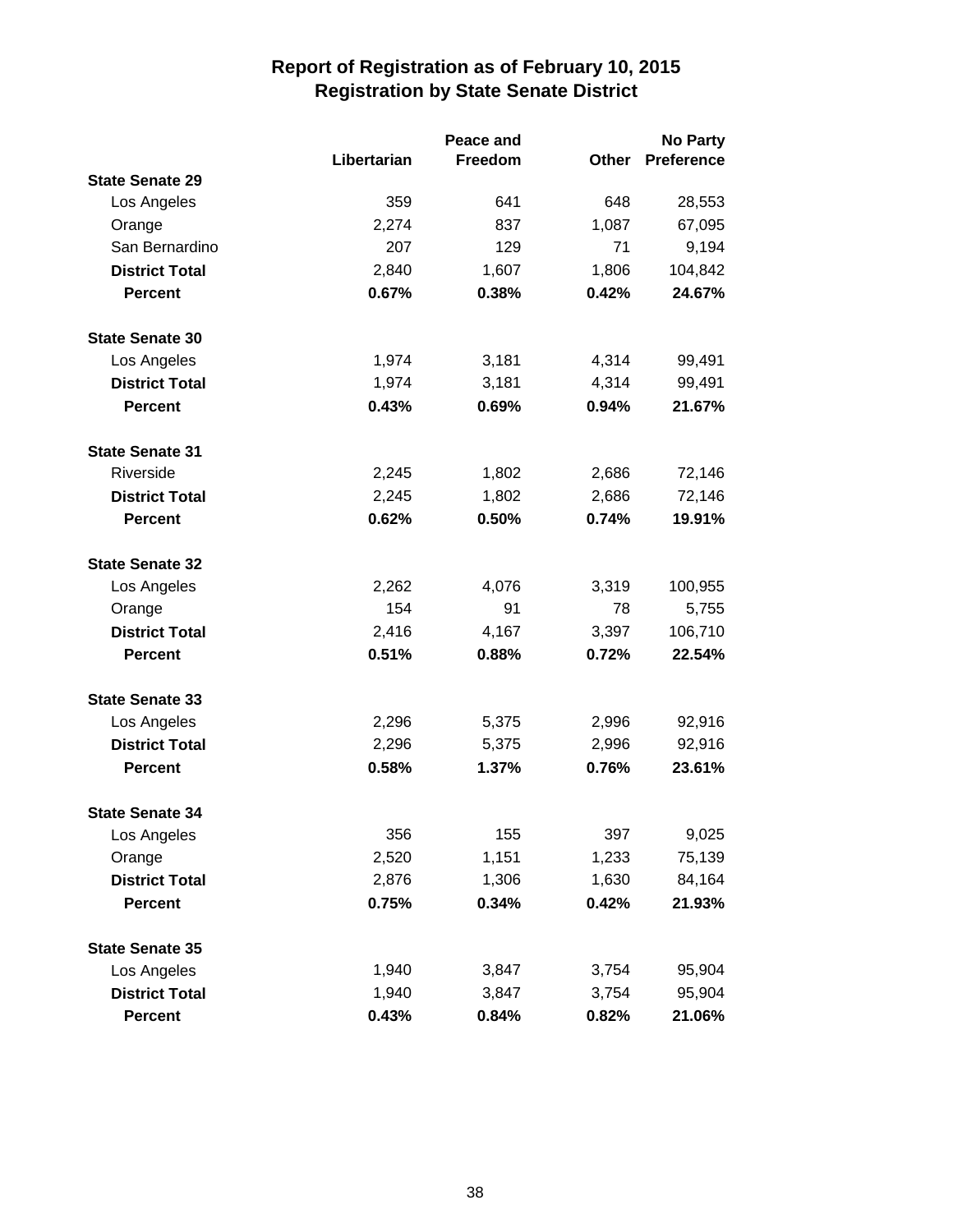# Report of Registration as of February 10, 2015
## Registration by State Senate District

| | Libertarian | Peace and Freedom | Other | No Party Preference |
|---|---|---|---|---|
| **State Senate 29** | | | | |
| Los Angeles | 359 | 641 | 648 | 28,553 |
| Orange | 2,274 | 837 | 1,087 | 67,095 |
| San Bernardino | 207 | 129 | 71 | 9,194 |
| **District Total** | 2,840 | 1,607 | 1,806 | 104,842 |
| **Percent** | **0.67%** | **0.38%** | **0.42%** | **24.67%** |
| **State Senate 30** | | | | |
| Los Angeles | 1,974 | 3,181 | 4,314 | 99,491 |
| **District Total** | 1,974 | 3,181 | 4,314 | 99,491 |
| **Percent** | **0.43%** | **0.69%** | **0.94%** | **21.67%** |
| **State Senate 31** | | | | |
| Riverside | 2,245 | 1,802 | 2,686 | 72,146 |
| **District Total** | 2,245 | 1,802 | 2,686 | 72,146 |
| **Percent** | **0.62%** | **0.50%** | **0.74%** | **19.91%** |
| **State Senate 32** | | | | |
| Los Angeles | 2,262 | 4,076 | 3,319 | 100,955 |
| Orange | 154 | 91 | 78 | 5,755 |
| **District Total** | 2,416 | 4,167 | 3,397 | 106,710 |
| **Percent** | **0.51%** | **0.88%** | **0.72%** | **22.54%** |
| **State Senate 33** | | | | |
| Los Angeles | 2,296 | 5,375 | 2,996 | 92,916 |
| **District Total** | 2,296 | 5,375 | 2,996 | 92,916 |
| **Percent** | **0.58%** | **1.37%** | **0.76%** | **23.61%** |
| **State Senate 34** | | | | |
| Los Angeles | 356 | 155 | 397 | 9,025 |
| Orange | 2,520 | 1,151 | 1,233 | 75,139 |
| **District Total** | 2,876 | 1,306 | 1,630 | 84,164 |
| **Percent** | **0.75%** | **0.34%** | **0.42%** | **21.93%** |
| **State Senate 35** | | | | |
| Los Angeles | 1,940 | 3,847 | 3,754 | 95,904 |
| **District Total** | 1,940 | 3,847 | 3,754 | 95,904 |
| **Percent** | **0.43%** | **0.84%** | **0.82%** | **21.06%** |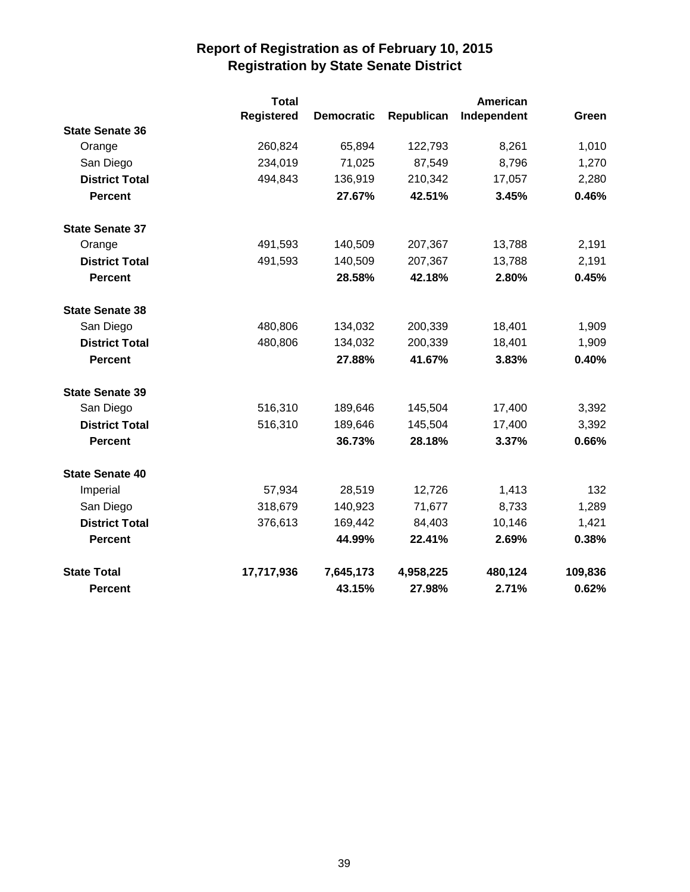# Report of Registration as of February 10, 2015
## Registration by State Senate District

| | Total Registered | Democratic | Republican | American Independent | Green |
|---|---|---|---|---|---|
| **State Senate 36** | | | | | |
| Orange | 260,824 | 65,894 | 122,793 | 8,261 | 1,010 |
| San Diego | 234,019 | 71,025 | 87,549 | 8,796 | 1,270 |
| **District Total** | 494,843 | 136,919 | 210,342 | 17,057 | 2,280 |
| **Percent** | | **27.67%** | **42.51%** | **3.45%** | **0.46%** |
| **State Senate 37** | | | | | |
| Orange | 491,593 | 140,509 | 207,367 | 13,788 | 2,191 |
| **District Total** | 491,593 | 140,509 | 207,367 | 13,788 | 2,191 |
| **Percent** | | **28.58%** | **42.18%** | **2.80%** | **0.45%** |
| **State Senate 38** | | | | | |
| San Diego | 480,806 | 134,032 | 200,339 | 18,401 | 1,909 |
| **District Total** | 480,806 | 134,032 | 200,339 | 18,401 | 1,909 |
| **Percent** | | **27.88%** | **41.67%** | **3.83%** | **0.40%** |
| **State Senate 39** | | | | | |
| San Diego | 516,310 | 189,646 | 145,504 | 17,400 | 3,392 |
| **District Total** | 516,310 | 189,646 | 145,504 | 17,400 | 3,392 |
| **Percent** | | **36.73%** | **28.18%** | **3.37%** | **0.66%** |
| **State Senate 40** | | | | | |
| Imperial | 57,934 | 28,519 | 12,726 | 1,413 | 132 |
| San Diego | 318,679 | 140,923 | 71,677 | 8,733 | 1,289 |
| **District Total** | 376,613 | 169,442 | 84,403 | 10,146 | 1,421 |
| **Percent** | | **44.99%** | **22.41%** | **2.69%** | **0.38%** |
| **State Total** | **17,717,936** | **7,645,173** | **4,958,225** | **480,124** | **109,836** |
| **Percent** | | **43.15%** | **27.98%** | **2.71%** | **0.62%** |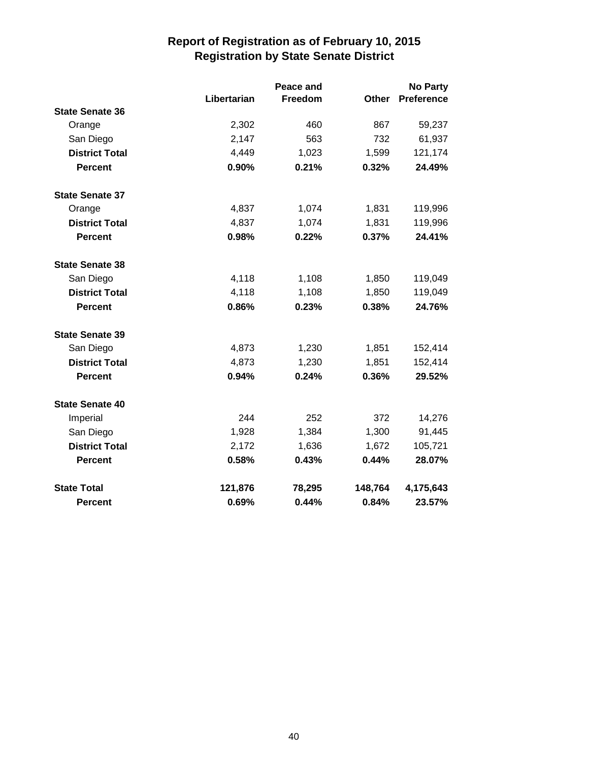# Report of Registration as of February 10, 2015
## Registration by State Senate District

| | Libertarian | Peace and Freedom | Other | No Party Preference |
|---|---|---|---|---|
| **State Senate 36** | | | | |
| Orange | 2,302 | 460 | 867 | 59,237 |
| San Diego | 2,147 | 563 | 732 | 61,937 |
| **District Total** | 4,449 | 1,023 | 1,599 | 121,174 |
| **Percent** | **0.90%** | **0.21%** | **0.32%** | **24.49%** |
| **State Senate 37** | | | | |
| Orange | 4,837 | 1,074 | 1,831 | 119,996 |
| **District Total** | 4,837 | 1,074 | 1,831 | 119,996 |
| **Percent** | **0.98%** | **0.22%** | **0.37%** | **24.41%** |
| **State Senate 38** | | | | |
| San Diego | 4,118 | 1,108 | 1,850 | 119,049 |
| **District Total** | 4,118 | 1,108 | 1,850 | 119,049 |
| **Percent** | **0.86%** | **0.23%** | **0.38%** | **24.76%** |
| **State Senate 39** | | | | |
| San Diego | 4,873 | 1,230 | 1,851 | 152,414 |
| **District Total** | 4,873 | 1,230 | 1,851 | 152,414 |
| **Percent** | **0.94%** | **0.24%** | **0.36%** | **29.52%** |
| **State Senate 40** | | | | |
| Imperial | 244 | 252 | 372 | 14,276 |
| San Diego | 1,928 | 1,384 | 1,300 | 91,445 |
| **District Total** | 2,172 | 1,636 | 1,672 | 105,721 |
| **Percent** | **0.58%** | **0.43%** | **0.44%** | **28.07%** |
| **State Total** | **121,876** | **78,295** | **148,764** | **4,175,643** |
| **Percent** | **0.69%** | **0.44%** | **0.84%** | **23.57%** |